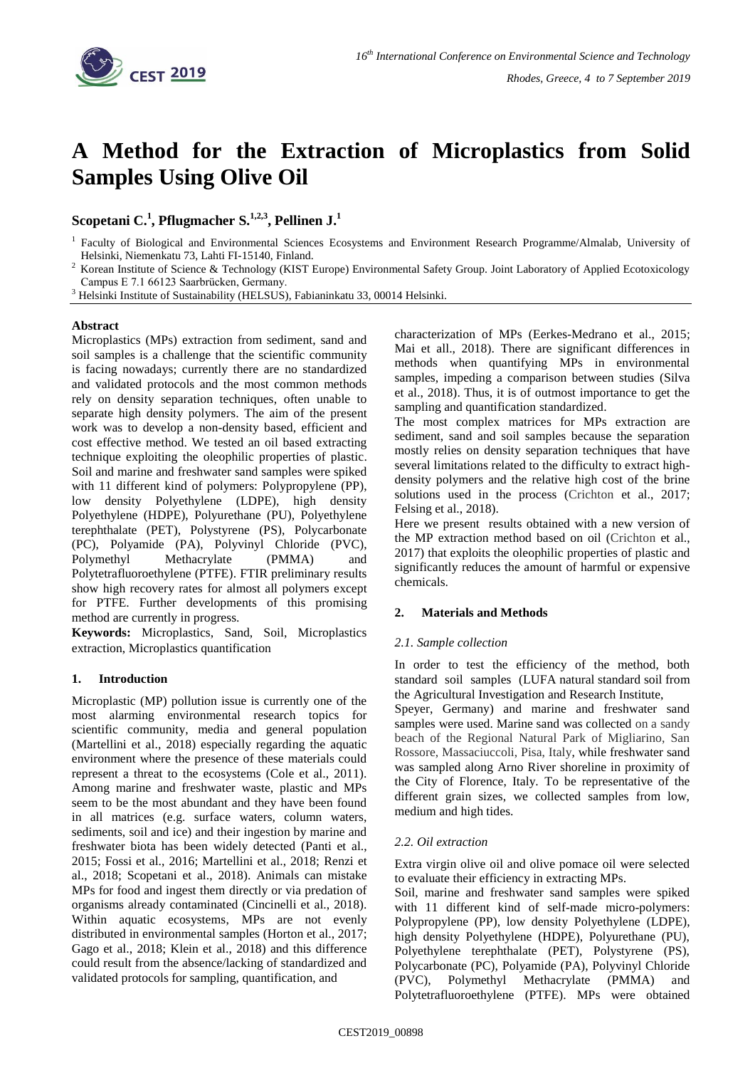# A Method for the Extraction of Microplastics from Solid Samples Using Olive Oil

**Scopetani C.[1], Pflugmacher S.[1,2,3], Pellinen J.[1]**

[1] Faculty of Biological and Environmental Sciences Ecosystems and Environment Research Programme/Almalab, University of Helsinki, Niemenkatu 73, Lahti FI-15140, Finland.

[2] Korean Institute of Science & Technology (KIST Europe) Environmental Safety Group. Joint Laboratory of Applied Ecotoxicology Campus E 7.1 66123 Saarbrücken, Germany.

[3] Helsinki Institute of Sustainability (HELSUS), Fabianinkatu 33, 00014 Helsinki.

## Abstract

Microplastics (MPs) extraction from sediment, sand and soil samples is a challenge that the scientific community is facing nowadays; currently there are no standardized and validated protocols and the most common methods rely on density separation techniques, often unable to separate high density polymers. The aim of the present work was to develop a non-density based, efficient and cost effective method. We tested an oil based extracting technique exploiting the oleophilic properties of plastic. Soil and marine and freshwater sand samples were spiked with 11 different kind of polymers: Polypropylene (PP), low density Polyethylene (LDPE), high density Polyethylene (HDPE), Polyurethane (PU), Polyethylene terephthalate (PET), Polystyrene (PS), Polycarbonate (PC), Polyamide (PA), Polyvinyl Chloride (PVC), Polymethyl Methacrylate (PMMA) and Polytetrafluoroethylene (PTFE). FTIR preliminary results show high recovery rates for almost all polymers except for PTFE. Further developments of this promising method are currently in progress.

**Keywords:** Microplastics, Sand, Soil, Microplastics extraction, Microplastics quantification

## 1. Introduction

Microplastic (MP) pollution issue is currently one of the most alarming environmental research topics for scientific community, media and general population (Martellini et al., 2018) especially regarding the aquatic environment where the presence of these materials could represent a threat to the ecosystems (Cole et al., 2011). Among marine and freshwater waste, plastic and MPs seem to be the most abundant and they have been found in all matrices (e.g. surface waters, column waters, sediments, soil and ice) and their ingestion by marine and freshwater biota has been widely detected (Panti et al., 2015; Fossi et al., 2016; Martellini et al., 2018; Renzi et al., 2018; Scopetani et al., 2018). Animals can mistake MPs for food and ingest them directly or via predation of organisms already contaminated (Cincinelli et al., 2018). Within aquatic ecosystems, MPs are not evenly distributed in environmental samples (Horton et al., 2017; Gago et al., 2018; Klein et al., 2018) and this difference could result from the absence/lacking of standardized and validated protocols for sampling, quantification, and characterization of MPs (Eerkes-Medrano et al., 2015; Mai et all., 2018). There are significant differences in methods when quantifying MPs in environmental samples, impeding a comparison between studies (Silva et al., 2018). Thus, it is of outmost importance to get the sampling and quantification standardized.

The most complex matrices for MPs extraction are sediment, sand and soil samples because the separation mostly relies on density separation techniques that have several limitations related to the difficulty to extract high-density polymers and the relative high cost of the brine solutions used in the process (Crichton et al., 2017; Felsing et al., 2018).

Here we present results obtained with a new version of the MP extraction method based on oil (Crichton et al., 2017) that exploits the oleophilic properties of plastic and significantly reduces the amount of harmful or expensive chemicals.

## 2. Materials and Methods

### 2.1. Sample collection

In order to test the efficiency of the method, both standard soil samples (LUFA natural standard soil from the Agricultural Investigation and Research Institute, Speyer, Germany) and marine and freshwater sand samples were used. Marine sand was collected on a sandy beach of the Regional Natural Park of Migliarino, San Rossore, Massaciuccoli, Pisa, Italy, while freshwater sand was sampled along Arno River shoreline in proximity of the City of Florence, Italy. To be representative of the different grain sizes, we collected samples from low, medium and high tides.

### 2.2. Oil extraction

Extra virgin olive oil and olive pomace oil were selected to evaluate their efficiency in extracting MPs.

Soil, marine and freshwater sand samples were spiked with 11 different kind of self-made micro-polymers: Polypropylene (PP), low density Polyethylene (LDPE), high density Polyethylene (HDPE), Polyurethane (PU), Polyethylene terephthalate (PET), Polystyrene (PS), Polycarbonate (PC), Polyamide (PA), Polyvinyl Chloride (PVC), Polymethyl Methacrylate (PMMA) and Polytetrafluoroethylene (PTFE). MPs were obtained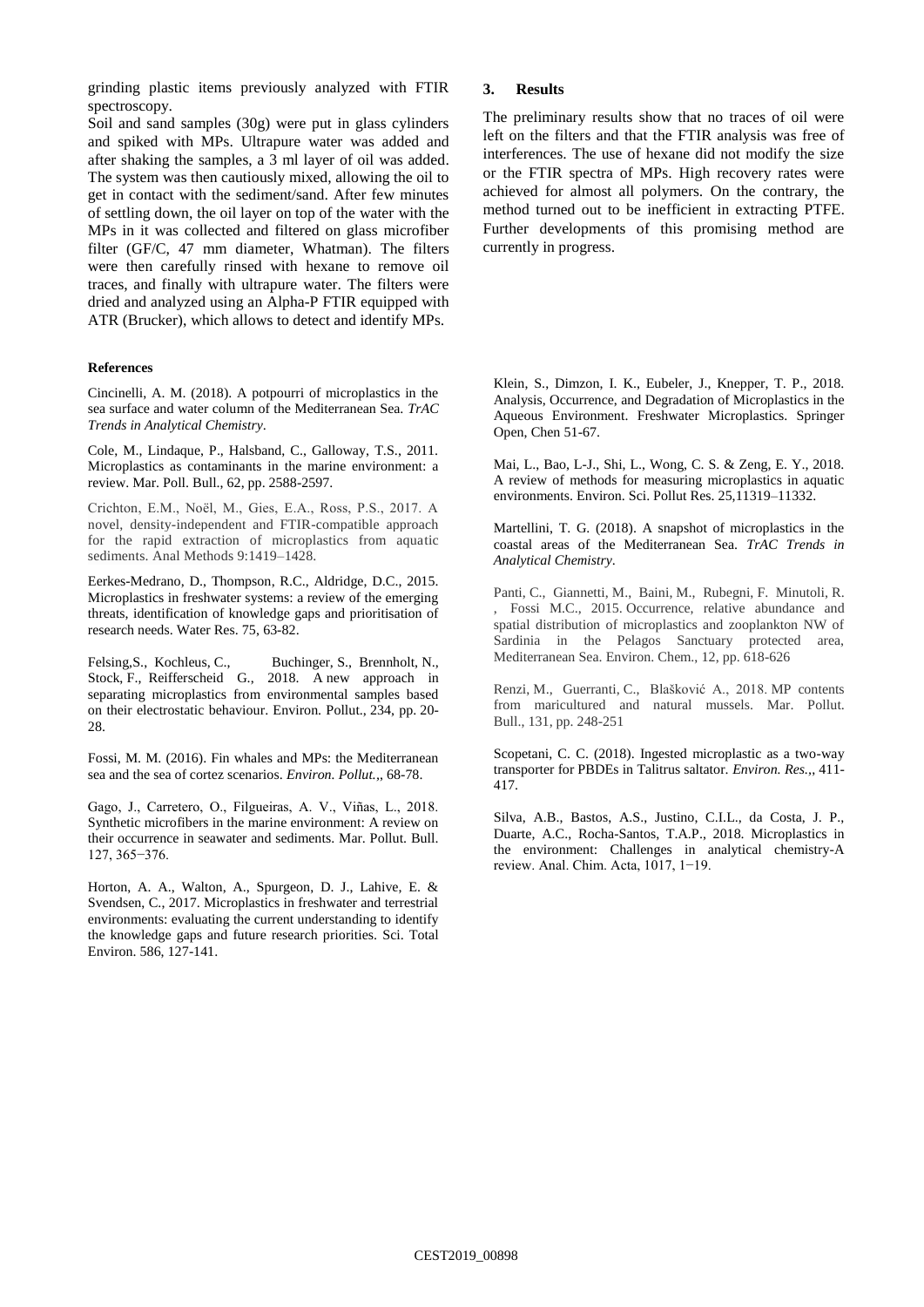grinding plastic items previously analyzed with FTIR spectroscopy.

Soil and sand samples (30g) were put in glass cylinders and spiked with MPs. Ultrapure water was added and after shaking the samples, a 3 ml layer of oil was added. The system was then cautiously mixed, allowing the oil to get in contact with the sediment/sand. After few minutes of settling down, the oil layer on top of the water with the MPs in it was collected and filtered on glass microfiber filter (GF/C, 47 mm diameter, Whatman). The filters were then carefully rinsed with hexane to remove oil traces, and finally with ultrapure water. The filters were dried and analyzed using an Alpha-P FTIR equipped with ATR (Brucker), which allows to detect and identify MPs.

## 3. Results

The preliminary results show that no traces of oil were left on the filters and that the FTIR analysis was free of interferences. The use of hexane did not modify the size or the FTIR spectra of MPs. High recovery rates were achieved for almost all polymers. On the contrary, the method turned out to be inefficient in extracting PTFE. Further developments of this promising method are currently in progress.

### References

Cincinelli, A. M. (2018). A potpourri of microplastics in the sea surface and water column of the Mediterranean Sea. *TrAC Trends in Analytical Chemistry*.

Cole, M., Lindaque, P., Halsband, C., Galloway, T.S., 2011. Microplastics as contaminants in the marine environment: a review. Mar. Poll. Bull., 62, pp. 2588-2597.

Crichton, E.M., Noël, M., Gies, E.A., Ross, P.S., 2017. A novel, density-independent and FTIR-compatible approach for the rapid extraction of microplastics from aquatic sediments. Anal Methods 9:1419–1428.

Eerkes-Medrano, D., Thompson, R.C., Aldridge, D.C., 2015. Microplastics in freshwater systems: a review of the emerging threats, identification of knowledge gaps and prioritisation of research needs. Water Res. 75, 63-82.

Felsing,S., Kochleus, C., Buchinger, S., Brennholt, N., Stock, F., Reifferscheid G., 2018. A new approach in separating microplastics from environmental samples based on their electrostatic behaviour. Environ. Pollut., 234, pp. 20-28.

Fossi, M. M. (2016). Fin whales and MPs: the Mediterranean sea and the sea of cortez scenarios. *Environ. Pollut.*,, 68-78.

Gago, J., Carretero, O., Filgueiras, A. V., Viñas, L., 2018. Synthetic microfibers in the marine environment: A review on their occurrence in seawater and sediments. Mar. Pollut. Bull. 127, 365−376.

Horton, A. A., Walton, A., Spurgeon, D. J., Lahive, E. & Svendsen, C., 2017. Microplastics in freshwater and terrestrial environments: evaluating the current understanding to identify the knowledge gaps and future research priorities. Sci. Total Environ. 586, 127-141.

Klein, S., Dimzon, I. K., Eubeler, J., Knepper, T. P., 2018. Analysis, Occurrence, and Degradation of Microplastics in the Aqueous Environment. Freshwater Microplastics. Springer Open, Chen 51-67.

Mai, L., Bao, L-J., Shi, L., Wong, C. S. & Zeng, E. Y., 2018. A review of methods for measuring microplastics in aquatic environments. Environ. Sci. Pollut Res. 25,11319–11332.

Martellini, T. G. (2018). A snapshot of microplastics in the coastal areas of the Mediterranean Sea. *TrAC Trends in Analytical Chemistry*.

Panti, C., Giannetti, M., Baini, M., Rubegni, F. Minutoli, R. , Fossi M.C., 2015. Occurrence, relative abundance and spatial distribution of microplastics and zooplankton NW of Sardinia in the Pelagos Sanctuary protected area, Mediterranean Sea. Environ. Chem., 12, pp. 618-626

Renzi, M., Guerranti, C., Blašković A., 2018. MP contents from maricultured and natural mussels. Mar. Pollut. Bull., 131, pp. 248-251

Scopetani, C. C. (2018). Ingested microplastic as a two-way transporter for PBDEs in Talitrus saltator. *Environ. Res.*,, 411-417.

Silva, A.B., Bastos, A.S., Justino, C.I.L., da Costa, J. P., Duarte, A.C., Rocha-Santos, T.A.P., 2018. Microplastics in the environment: Challenges in analytical chemistry-A review. Anal. Chim. Acta, 1017, 1−19.